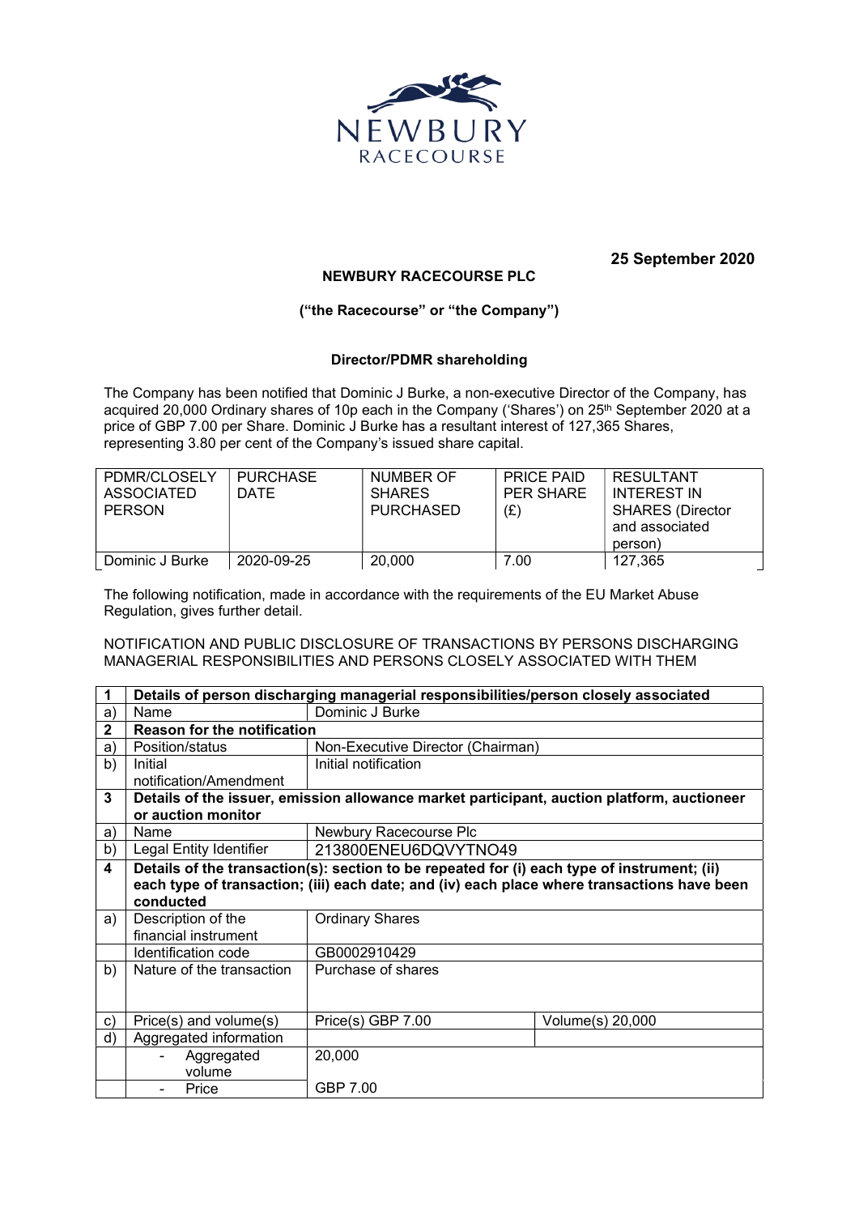25 September 2020

**NEWBURY RACECOURSE PLC**

**("the Racecourse" or "the Company")**

**Director/PDMR shareholding**

The Company has been notified that Dominic J Burke, a non-executive Director of the Company, has acquired 20,000 Ordinary shares of 10p each in the Company ('Shares') on 25th September 2020 at a price of GBP 7.00 per Share. Dominic J Burke has a resultant interest of 127,365 Shares, representing 3.80 per cent of the Company's issued share capital.

| PDMR/CLOSELY ASSOCIATED PERSON | PURCHASE DATE | NUMBER OF SHARES PURCHASED | PRICE PAID PER SHARE (£) | RESULTANT INTEREST IN SHARES (Director and associated person) |
|---|---|---|---|---|
| Dominic J Burke | 2020-09-25 | 20,000 | 7.00 | 127,365 |

The following notification, made in accordance with the requirements of the EU Market Abuse Regulation, gives further detail.

NOTIFICATION AND PUBLIC DISCLOSURE OF TRANSACTIONS BY PERSONS DISCHARGING MANAGERIAL RESPONSIBILITIES AND PERSONS CLOSELY ASSOCIATED WITH THEM

| 1 | **Details of person discharging managerial responsibilities/person closely associated** | | |
|---|---|---|---|
| a) | Name | Dominic J Burke | |
| 2 | **Reason for the notification** | | |
| a) | Position/status | Non-Executive Director (Chairman) | |
| b) | Initial notification/Amendment | Initial notification | |
| 3 | **Details of the issuer, emission allowance market participant, auction platform, auctioneer or auction monitor** | | |
| a) | Name | Newbury Racecourse Plc | |
| b) | Legal Entity Identifier | 213800ENEU6DQVYTNO49 | |
| 4 | **Details of the transaction(s): section to be repeated for (i) each type of instrument; (ii) each type of transaction; (iii) each date; and (iv) each place where transactions have been conducted** | | |
| a) | Description of the financial instrument | Ordinary Shares | |
| | Identification code | GB0002910429 | |
| b) | Nature of the transaction | Purchase of shares | |
| c) | Price(s) and volume(s) | Price(s) GBP 7.00 | Volume(s) 20,000 |
| d) | Aggregated information | | |
| | - Aggregated volume | 20,000 | |
| | - Price | GBP 7.00 | |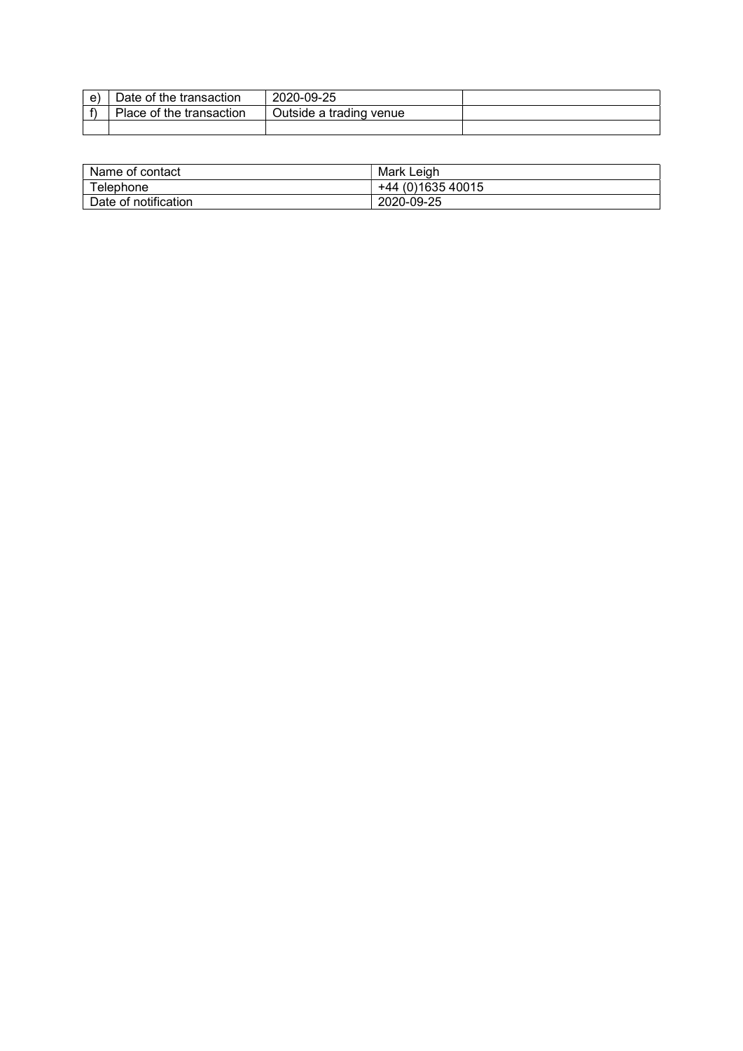| | | | |
|---|---|---|---|
| e) | Date of the transaction | 2020-09-25 | |
| f) | Place of the transaction | Outside a trading venue | |
| | | | |

| | |
|---|---|
| Name of contact | Mark Leigh |
| Telephone | +44 (0)1635 40015 |
| Date of notification | 2020-09-25 |